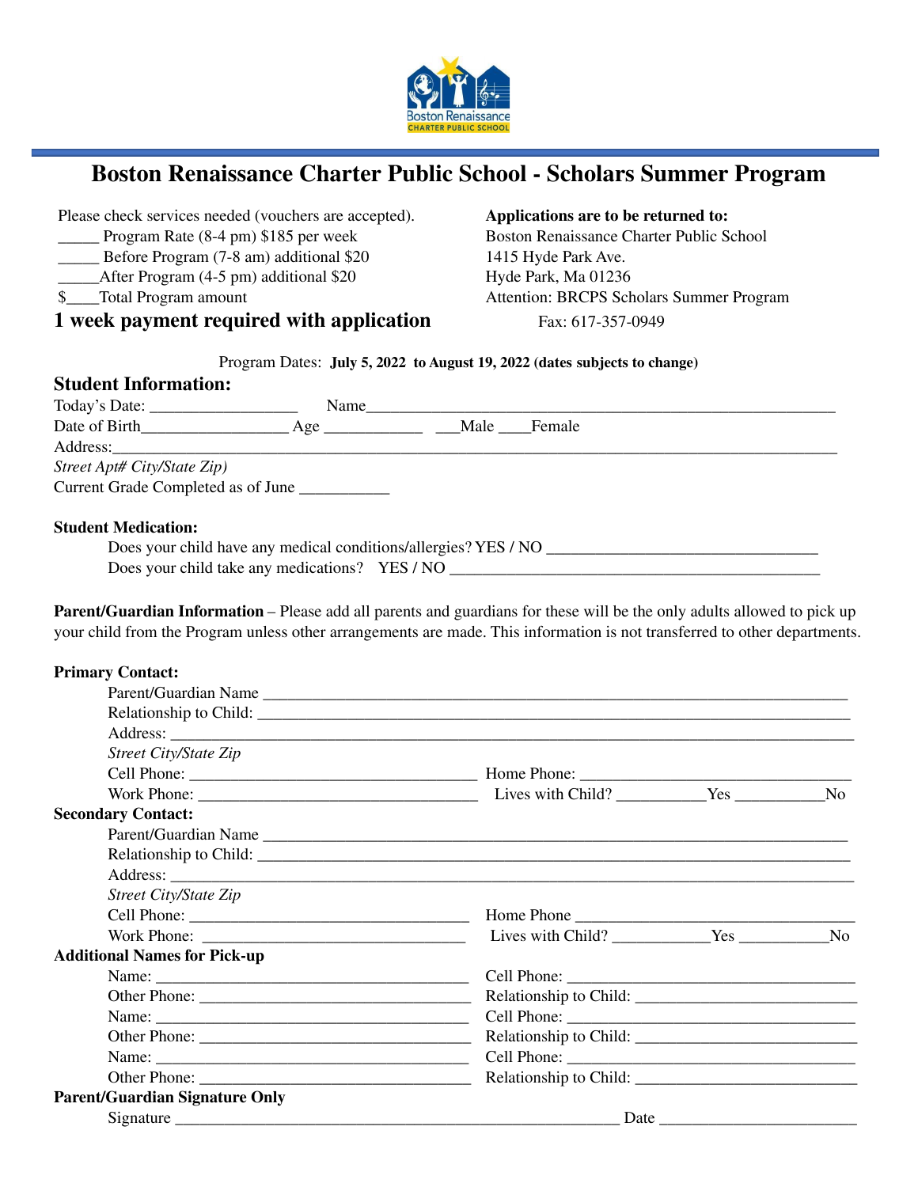# Boston Renaissance Charter Public School - Scholars Summer Program

Please check services needed (vouchers are accepted).

_____ Program Rate (8-4 pm) $185 per week

_____ Before Program (7-8 am) additional $20

_____After Program (4-5 pm) additional $20

$____Total Program amount

**1 week payment required with application**

**Applications are to be returned to:**
Boston Renaissance Charter Public School
1415 Hyde Park Ave.
Hyde Park, Ma 01236
Attention: BRCPS Scholars Summer Program
Fax: 617-357-0949

Program Dates: **July 5, 2022 to August 19, 2022 (dates subjects to change)**

## Student Information:

Today's Date: _________________ Name_______________________________________________________

Date of Birth_________________ Age ___________ ___Male ____Female

Address:_____________________________________________________________________________

*Street Apt# City/State Zip)*

Current Grade Completed as of June __________

**Student Medication:**

Does your child have any medical conditions/allergies? YES / NO _______________________________

Does your child take any medications? YES / NO __________________________________________

**Parent/Guardian Information** – Please add all parents and guardians for these will be the only adults allowed to pick up your child from the Program unless other arrangements are made. This information is not transferred to other departments.

**Primary Contact:**

Parent/Guardian Name _____________________________________________________________

Relationship to Child: _____________________________________________________________

Address: ________________________________________________________________________

*Street City/State Zip*

Cell Phone: _________________________________ Home Phone: _______________________________

Work Phone: _________________________________ Lives with Child? __________Yes __________No

**Secondary Contact:**

Parent/Guardian Name _____________________________________________________________

Relationship to Child: _____________________________________________________________

Address: ________________________________________________________________________

*Street City/State Zip*

Cell Phone: ________________________________ Home Phone ________________________________

Work Phone: _______________________________ Lives with Child? ___________Yes __________No

**Additional Names for Pick-up**

Name: ____________________________________ Cell Phone: ________________________________

Other Phone: _______________________________ Relationship to Child: _________________________

Name: ____________________________________ Cell Phone: ________________________________

Other Phone: _______________________________ Relationship to Child: _________________________

Name: ____________________________________ Cell Phone: ________________________________

Other Phone: _______________________________ Relationship to Child: _________________________

**Parent/Guardian Signature Only**

Signature ____________________________________________________ Date _______________________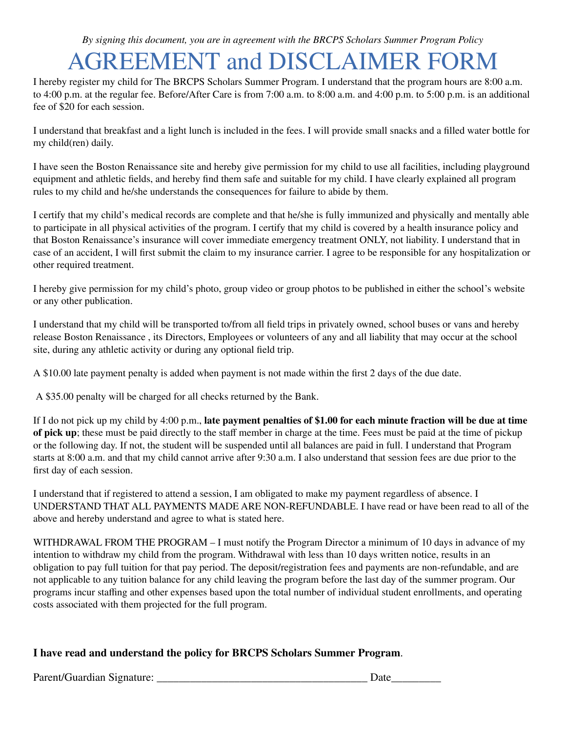*By signing this document, you are in agreement with the BRCPS Scholars Summer Program Policy*

# AGREEMENT and DISCLAIMER FORM

I hereby register my child for The BRCPS Scholars Summer Program. I understand that the program hours are 8:00 a.m. to 4:00 p.m. at the regular fee. Before/After Care is from 7:00 a.m. to 8:00 a.m. and 4:00 p.m. to 5:00 p.m. is an additional fee of $20 for each session.

I understand that breakfast and a light lunch is included in the fees. I will provide small snacks and a filled water bottle for my child(ren) daily.

I have seen the Boston Renaissance site and hereby give permission for my child to use all facilities, including playground equipment and athletic fields, and hereby find them safe and suitable for my child. I have clearly explained all program rules to my child and he/she understands the consequences for failure to abide by them.

I certify that my child's medical records are complete and that he/she is fully immunized and physically and mentally able to participate in all physical activities of the program. I certify that my child is covered by a health insurance policy and that Boston Renaissance's insurance will cover immediate emergency treatment ONLY, not liability. I understand that in case of an accident, I will first submit the claim to my insurance carrier. I agree to be responsible for any hospitalization or other required treatment.

I hereby give permission for my child's photo, group video or group photos to be published in either the school's website or any other publication.

I understand that my child will be transported to/from all field trips in privately owned, school buses or vans and hereby release Boston Renaissance , its Directors, Employees or volunteers of any and all liability that may occur at the school site, during any athletic activity or during any optional field trip.

A $10.00 late payment penalty is added when payment is not made within the first 2 days of the due date.

A $35.00 penalty will be charged for all checks returned by the Bank.

If I do not pick up my child by 4:00 p.m., **late payment penalties of $1.00 for each minute fraction will be due at time of pick up**; these must be paid directly to the staff member in charge at the time. Fees must be paid at the time of pickup or the following day. If not, the student will be suspended until all balances are paid in full. I understand that Program starts at 8:00 a.m. and that my child cannot arrive after 9:30 a.m. I also understand that session fees are due prior to the first day of each session.

I understand that if registered to attend a session, I am obligated to make my payment regardless of absence. I UNDERSTAND THAT ALL PAYMENTS MADE ARE NON-REFUNDABLE. I have read or have been read to all of the above and hereby understand and agree to what is stated here.

WITHDRAWAL FROM THE PROGRAM – I must notify the Program Director a minimum of 10 days in advance of my intention to withdraw my child from the program. Withdrawal with less than 10 days written notice, results in an obligation to pay full tuition for that pay period. The deposit/registration fees and payments are non-refundable, and are not applicable to any tuition balance for any child leaving the program before the last day of the summer program. Our programs incur staffing and other expenses based upon the total number of individual student enrollments, and operating costs associated with them projected for the full program.

**I have read and understand the policy for BRCPS Scholars Summer Program**.

Parent/Guardian Signature: ______________________________________ Date_________